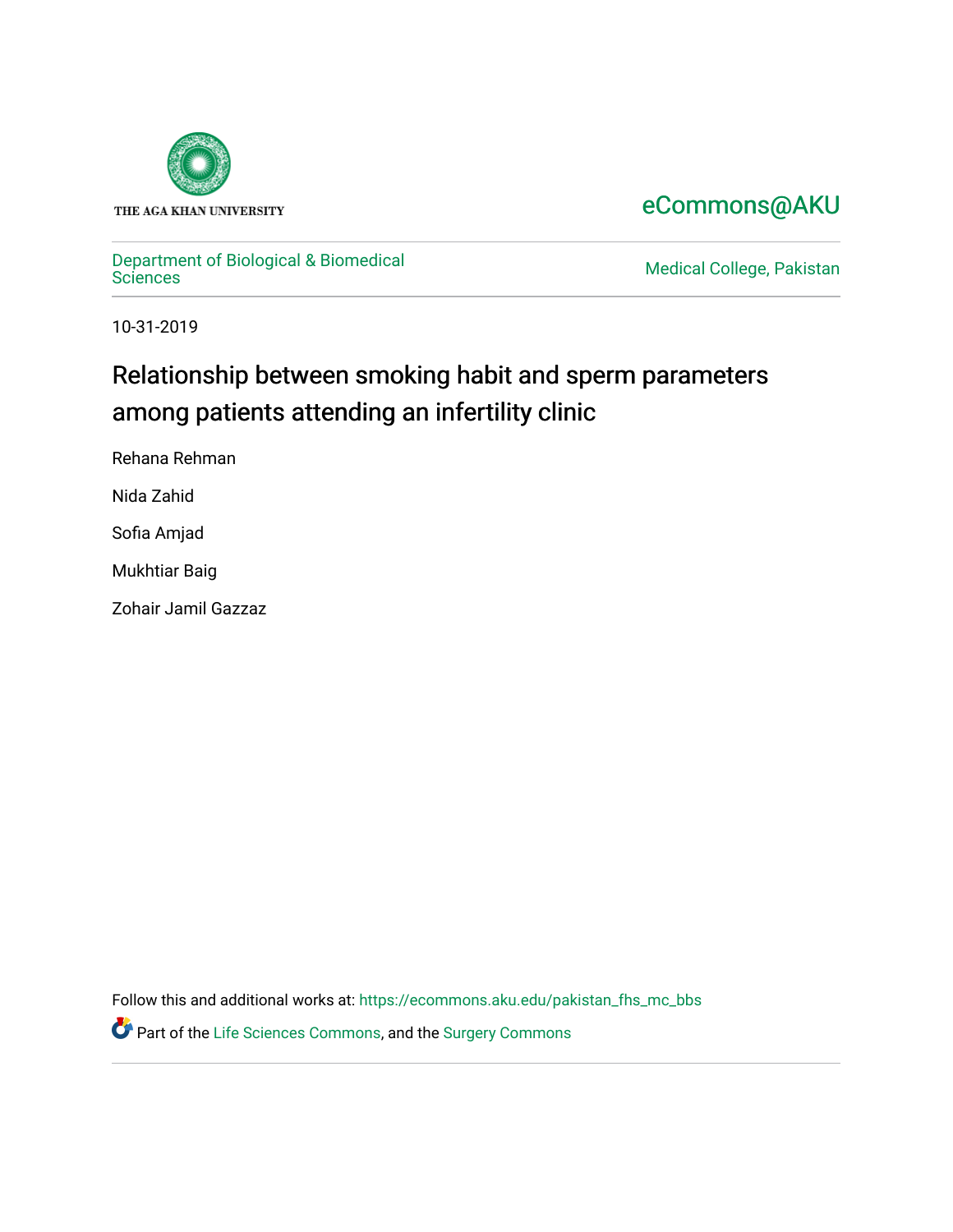THE AGA KHAN UNIVERSITY

eCommons@AKU

Department of Biological & Biomedical Sciences

Medical College, Pakistan

10-31-2019

# Relationship between smoking habit and sperm parameters among patients attending an infertility clinic

Rehana Rehman

Nida Zahid

Sofia Amjad

Mukhtiar Baig

Zohair Jamil Gazzaz

Follow this and additional works at: https://ecommons.aku.edu/pakistan_fhs_mc_bbs

Part of the Life Sciences Commons, and the Surgery Commons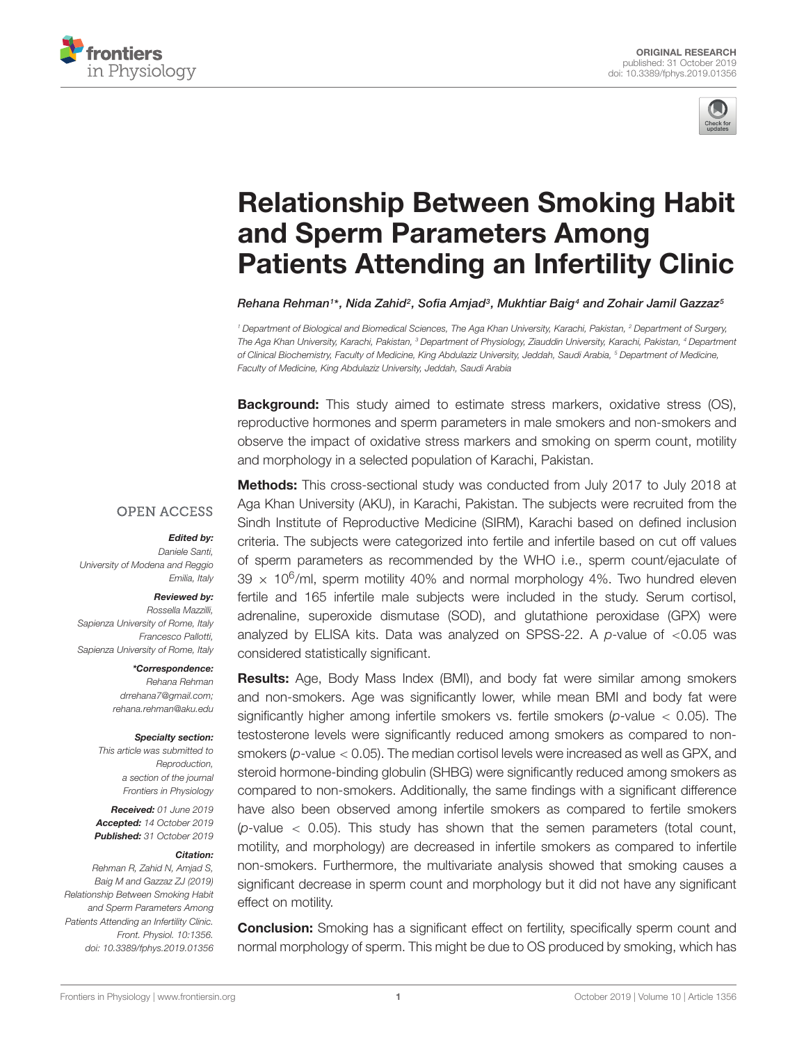# Relationship Between Smoking Habit and Sperm Parameters Among Patients Attending an Infertility Clinic

*Rehana Rehman[1]*, Nida Zahid[2], Sofia Amjad[3], Mukhtiar Baig[4] and Zohair Jamil Gazzaz[5]*

[1] Department of Biological and Biomedical Sciences, The Aga Khan University, Karachi, Pakistan, [2] Department of Surgery, The Aga Khan University, Karachi, Pakistan, [3] Department of Physiology, Ziauddin University, Karachi, Pakistan, [4] Department of Clinical Biochemistry, Faculty of Medicine, King Abdulaziz University, Jeddah, Saudi Arabia, [5] Department of Medicine, Faculty of Medicine, King Abdulaziz University, Jeddah, Saudi Arabia

**Background:** This study aimed to estimate stress markers, oxidative stress (OS), reproductive hormones and sperm parameters in male smokers and non-smokers and observe the impact of oxidative stress markers and smoking on sperm count, motility and morphology in a selected population of Karachi, Pakistan.

**Methods:** This cross-sectional study was conducted from July 2017 to July 2018 at Aga Khan University (AKU), in Karachi, Pakistan. The subjects were recruited from the Sindh Institute of Reproductive Medicine (SIRM), Karachi based on defined inclusion criteria. The subjects were categorized into fertile and infertile based on cut off values of sperm parameters as recommended by the WHO i.e., sperm count/ejaculate of $39 \times 10^6$/ml, sperm motility 40% and normal morphology 4%. Two hundred eleven fertile and 165 infertile male subjects were included in the study. Serum cortisol, adrenaline, superoxide dismutase (SOD), and glutathione peroxidase (GPX) were analyzed by ELISA kits. Data was analyzed on SPSS-22. A *p*-value of $<0.05$ was considered statistically significant.

**Results:** Age, Body Mass Index (BMI), and body fat were similar among smokers and non-smokers. Age was significantly lower, while mean BMI and body fat were significantly higher among infertile smokers vs. fertile smokers (*p*-value $< 0.05$). The testosterone levels were significantly reduced among smokers as compared to non-smokers (*p*-value $< 0.05$). The median cortisol levels were increased as well as GPX, and steroid hormone-binding globulin (SHBG) were significantly reduced among smokers as compared to non-smokers. Additionally, the same findings with a significant difference have also been observed among infertile smokers as compared to fertile smokers (*p*-value $< 0.05$). This study has shown that the semen parameters (total count, motility, and morphology) are decreased in infertile smokers as compared to infertile non-smokers. Furthermore, the multivariate analysis showed that smoking causes a significant decrease in sperm count and morphology but it did not have any significant effect on motility.

**Conclusion:** Smoking has a significant effect on fertility, specifically sperm count and normal morphology of sperm. This might be due to OS produced by smoking, which has

OPEN ACCESS

**Edited by:**
*Daniele Santi,*
*University of Modena and Reggio Emilia, Italy*

**Reviewed by:**
*Rossella Mazzilli,*
*Sapienza University of Rome, Italy*
*Francesco Pallotti,*
*Sapienza University of Rome, Italy*

***Correspondence:**
*Rehana Rehman*
*drrehana7@gmail.com;*
*rehana.rehman@aku.edu*

**Specialty section:**
*This article was submitted to Reproduction, a section of the journal Frontiers in Physiology*

**Received:** *01 June 2019*
**Accepted:** *14 October 2019*
**Published:** *31 October 2019*

**Citation:**
*Rehman R, Zahid N, Amjad S, Baig M and Gazzaz ZJ (2019) Relationship Between Smoking Habit and Sperm Parameters Among Patients Attending an Infertility Clinic. Front. Physiol. 10:1356. doi: 10.3389/fphys.2019.01356*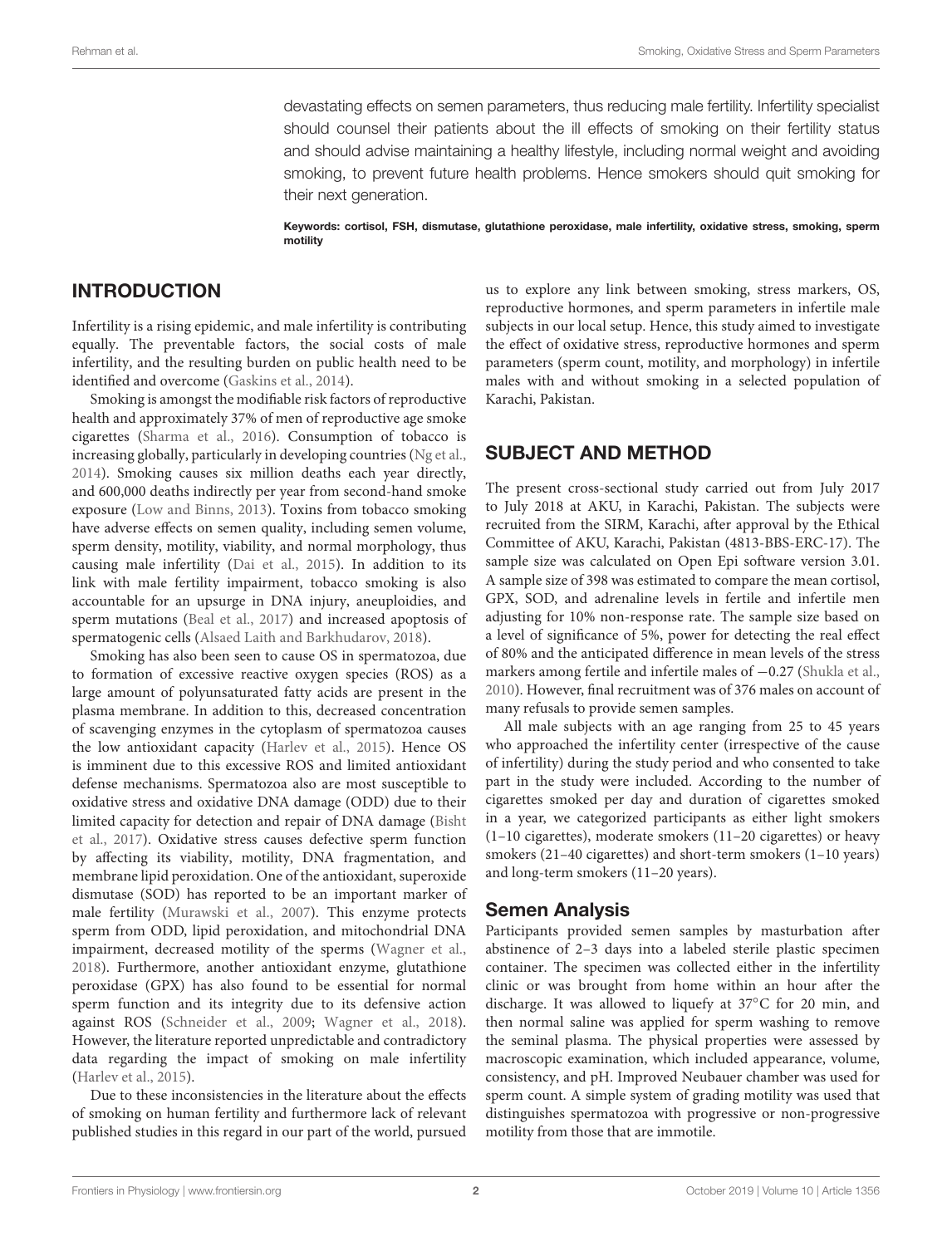devastating effects on semen parameters, thus reducing male fertility. Infertility specialist should counsel their patients about the ill effects of smoking on their fertility status and should advise maintaining a healthy lifestyle, including normal weight and avoiding smoking, to prevent future health problems. Hence smokers should quit smoking for their next generation.

**Keywords: cortisol, FSH, dismutase, glutathione peroxidase, male infertility, oxidative stress, smoking, sperm motility**

## INTRODUCTION

Infertility is a rising epidemic, and male infertility is contributing equally. The preventable factors, the social costs of male infertility, and the resulting burden on public health need to be identified and overcome (Gaskins et al., 2014).

Smoking is amongst the modifiable risk factors of reproductive health and approximately 37% of men of reproductive age smoke cigarettes (Sharma et al., 2016). Consumption of tobacco is increasing globally, particularly in developing countries (Ng et al., 2014). Smoking causes six million deaths each year directly, and 600,000 deaths indirectly per year from second-hand smoke exposure (Low and Binns, 2013). Toxins from tobacco smoking have adverse effects on semen quality, including semen volume, sperm density, motility, viability, and normal morphology, thus causing male infertility (Dai et al., 2015). In addition to its link with male fertility impairment, tobacco smoking is also accountable for an upsurge in DNA injury, aneuploidies, and sperm mutations (Beal et al., 2017) and increased apoptosis of spermatogenic cells (Alsaed Laith and Barkhudarov, 2018).

Smoking has also been seen to cause OS in spermatozoa, due to formation of excessive reactive oxygen species (ROS) as a large amount of polyunsaturated fatty acids are present in the plasma membrane. In addition to this, decreased concentration of scavenging enzymes in the cytoplasm of spermatozoa causes the low antioxidant capacity (Harlev et al., 2015). Hence OS is imminent due to this excessive ROS and limited antioxidant defense mechanisms. Spermatozoa also are most susceptible to oxidative stress and oxidative DNA damage (ODD) due to their limited capacity for detection and repair of DNA damage (Bisht et al., 2017). Oxidative stress causes defective sperm function by affecting its viability, motility, DNA fragmentation, and membrane lipid peroxidation. One of the antioxidant, superoxide dismutase (SOD) has reported to be an important marker of male fertility (Murawski et al., 2007). This enzyme protects sperm from ODD, lipid peroxidation, and mitochondrial DNA impairment, decreased motility of the sperms (Wagner et al., 2018). Furthermore, another antioxidant enzyme, glutathione peroxidase (GPX) has also found to be essential for normal sperm function and its integrity due to its defensive action against ROS (Schneider et al., 2009; Wagner et al., 2018). However, the literature reported unpredictable and contradictory data regarding the impact of smoking on male infertility (Harlev et al., 2015).

Due to these inconsistencies in the literature about the effects of smoking on human fertility and furthermore lack of relevant published studies in this regard in our part of the world, pursued us to explore any link between smoking, stress markers, OS, reproductive hormones, and sperm parameters in infertile male subjects in our local setup. Hence, this study aimed to investigate the effect of oxidative stress, reproductive hormones and sperm parameters (sperm count, motility, and morphology) in infertile males with and without smoking in a selected population of Karachi, Pakistan.

## SUBJECT AND METHOD

The present cross-sectional study carried out from July 2017 to July 2018 at AKU, in Karachi, Pakistan. The subjects were recruited from the SIRM, Karachi, after approval by the Ethical Committee of AKU, Karachi, Pakistan (4813-BBS-ERC-17). The sample size was calculated on Open Epi software version 3.01. A sample size of 398 was estimated to compare the mean cortisol, GPX, SOD, and adrenaline levels in fertile and infertile men adjusting for 10% non-response rate. The sample size based on a level of significance of 5%, power for detecting the real effect of 80% and the anticipated difference in mean levels of the stress markers among fertile and infertile males of −0.27 (Shukla et al., 2010). However, final recruitment was of 376 males on account of many refusals to provide semen samples.

All male subjects with an age ranging from 25 to 45 years who approached the infertility center (irrespective of the cause of infertility) during the study period and who consented to take part in the study were included. According to the number of cigarettes smoked per day and duration of cigarettes smoked in a year, we categorized participants as either light smokers (1–10 cigarettes), moderate smokers (11–20 cigarettes) or heavy smokers (21–40 cigarettes) and short-term smokers (1–10 years) and long-term smokers (11–20 years).

### Semen Analysis

Participants provided semen samples by masturbation after abstinence of 2–3 days into a labeled sterile plastic specimen container. The specimen was collected either in the infertility clinic or was brought from home within an hour after the discharge. It was allowed to liquefy at 37°C for 20 min, and then normal saline was applied for sperm washing to remove the seminal plasma. The physical properties were assessed by macroscopic examination, which included appearance, volume, consistency, and pH. Improved Neubauer chamber was used for sperm count. A simple system of grading motility was used that distinguishes spermatozoa with progressive or non-progressive motility from those that are immotile.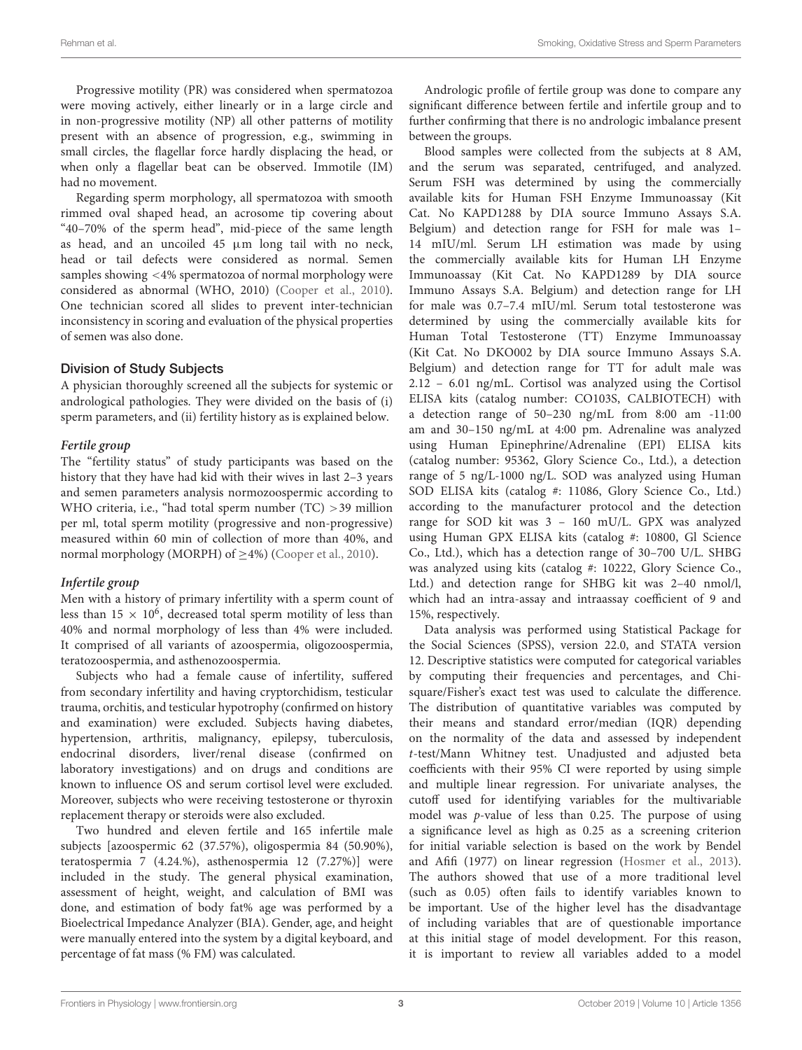Progressive motility (PR) was considered when spermatozoa were moving actively, either linearly or in a large circle and in non-progressive motility (NP) all other patterns of motility present with an absence of progression, e.g., swimming in small circles, the flagellar force hardly displacing the head, or when only a flagellar beat can be observed. Immotile (IM) had no movement.

Regarding sperm morphology, all spermatozoa with smooth rimmed oval shaped head, an acrosome tip covering about "40–70% of the sperm head", mid-piece of the same length as head, and an uncoiled 45 μm long tail with no neck, head or tail defects were considered as normal. Semen samples showing <4% spermatozoa of normal morphology were considered as abnormal (WHO, 2010) (Cooper et al., 2010). One technician scored all slides to prevent inter-technician inconsistency in scoring and evaluation of the physical properties of semen was also done.

### Division of Study Subjects

A physician thoroughly screened all the subjects for systemic or andrological pathologies. They were divided on the basis of (i) sperm parameters, and (ii) fertility history as is explained below.

#### *Fertile group*

The "fertility status" of study participants was based on the history that they have had kid with their wives in last 2–3 years and semen parameters analysis normozoospermic according to WHO criteria, i.e., "had total sperm number (TC) >39 million per ml, total sperm motility (progressive and non-progressive) measured within 60 min of collection of more than 40%, and normal morphology (MORPH) of ≥4%) (Cooper et al., 2010).

#### *Infertile group*

Men with a history of primary infertility with a sperm count of less than $15 \times 10^6$, decreased total sperm motility of less than 40% and normal morphology of less than 4% were included. It comprised of all variants of azoospermia, oligozoospermia, teratozoospermia, and asthenozoospermia.

Subjects who had a female cause of infertility, suffered from secondary infertility and having cryptorchidism, testicular trauma, orchitis, and testicular hypotrophy (confirmed on history and examination) were excluded. Subjects having diabetes, hypertension, arthritis, malignancy, epilepsy, tuberculosis, endocrinal disorders, liver/renal disease (confirmed on laboratory investigations) and on drugs and conditions are known to influence OS and serum cortisol level were excluded. Moreover, subjects who were receiving testosterone or thyroxin replacement therapy or steroids were also excluded.

Two hundred and eleven fertile and 165 infertile male subjects [azoospermic 62 (37.57%), oligospermia 84 (50.90%), teratospermia 7 (4.24.%), asthenospermia 12 (7.27%)] were included in the study. The general physical examination, assessment of height, weight, and calculation of BMI was done, and estimation of body fat% age was performed by a Bioelectrical Impedance Analyzer (BIA). Gender, age, and height were manually entered into the system by a digital keyboard, and percentage of fat mass (% FM) was calculated.

Andrologic profile of fertile group was done to compare any significant difference between fertile and infertile group and to further confirming that there is no andrologic imbalance present between the groups.

Blood samples were collected from the subjects at 8 AM, and the serum was separated, centrifuged, and analyzed. Serum FSH was determined by using the commercially available kits for Human FSH Enzyme Immunoassay (Kit Cat. No KAPD1288 by DIA source Immuno Assays S.A. Belgium) and detection range for FSH for male was 1–14 mIU/ml. Serum LH estimation was made by using the commercially available kits for Human LH Enzyme Immunoassay (Kit Cat. No KAPD1289 by DIA source Immuno Assays S.A. Belgium) and detection range for LH for male was 0.7–7.4 mIU/ml. Serum total testosterone was determined by using the commercially available kits for Human Total Testosterone (TT) Enzyme Immunoassay (Kit Cat. No DKO002 by DIA source Immuno Assays S.A. Belgium) and detection range for TT for adult male was 2.12 – 6.01 ng/mL. Cortisol was analyzed using the Cortisol ELISA kits (catalog number: CO103S, CALBIOTECH) with a detection range of 50–230 ng/mL from 8:00 am -11:00 am and 30–150 ng/mL at 4:00 pm. Adrenaline was analyzed using Human Epinephrine/Adrenaline (EPI) ELISA kits (catalog number: 95362, Glory Science Co., Ltd.), a detection range of 5 ng/L-1000 ng/L. SOD was analyzed using Human SOD ELISA kits (catalog #: 11086, Glory Science Co., Ltd.) according to the manufacturer protocol and the detection range for SOD kit was 3 – 160 mU/L. GPX was analyzed using Human GPX ELISA kits (catalog #: 10800, Gl Science Co., Ltd.), which has a detection range of 30–700 U/L. SHBG was analyzed using kits (catalog #: 10222, Glory Science Co., Ltd.) and detection range for SHBG kit was 2–40 nmol/l, which had an intra-assay and intraassay coefficient of 9 and 15%, respectively.

Data analysis was performed using Statistical Package for the Social Sciences (SPSS), version 22.0, and STATA version 12. Descriptive statistics were computed for categorical variables by computing their frequencies and percentages, and Chi-square/Fisher's exact test was used to calculate the difference. The distribution of quantitative variables was computed by their means and standard error/median (IQR) depending on the normality of the data and assessed by independent *t*-test/Mann Whitney test. Unadjusted and adjusted beta coefficients with their 95% CI were reported by using simple and multiple linear regression. For univariate analyses, the cutoff used for identifying variables for the multivariable model was *p*-value of less than 0.25. The purpose of using a significance level as high as 0.25 as a screening criterion for initial variable selection is based on the work by Bendel and Afifi (1977) on linear regression (Hosmer et al., 2013). The authors showed that use of a more traditional level (such as 0.05) often fails to identify variables known to be important. Use of the higher level has the disadvantage of including variables that are of questionable importance at this initial stage of model development. For this reason, it is important to review all variables added to a model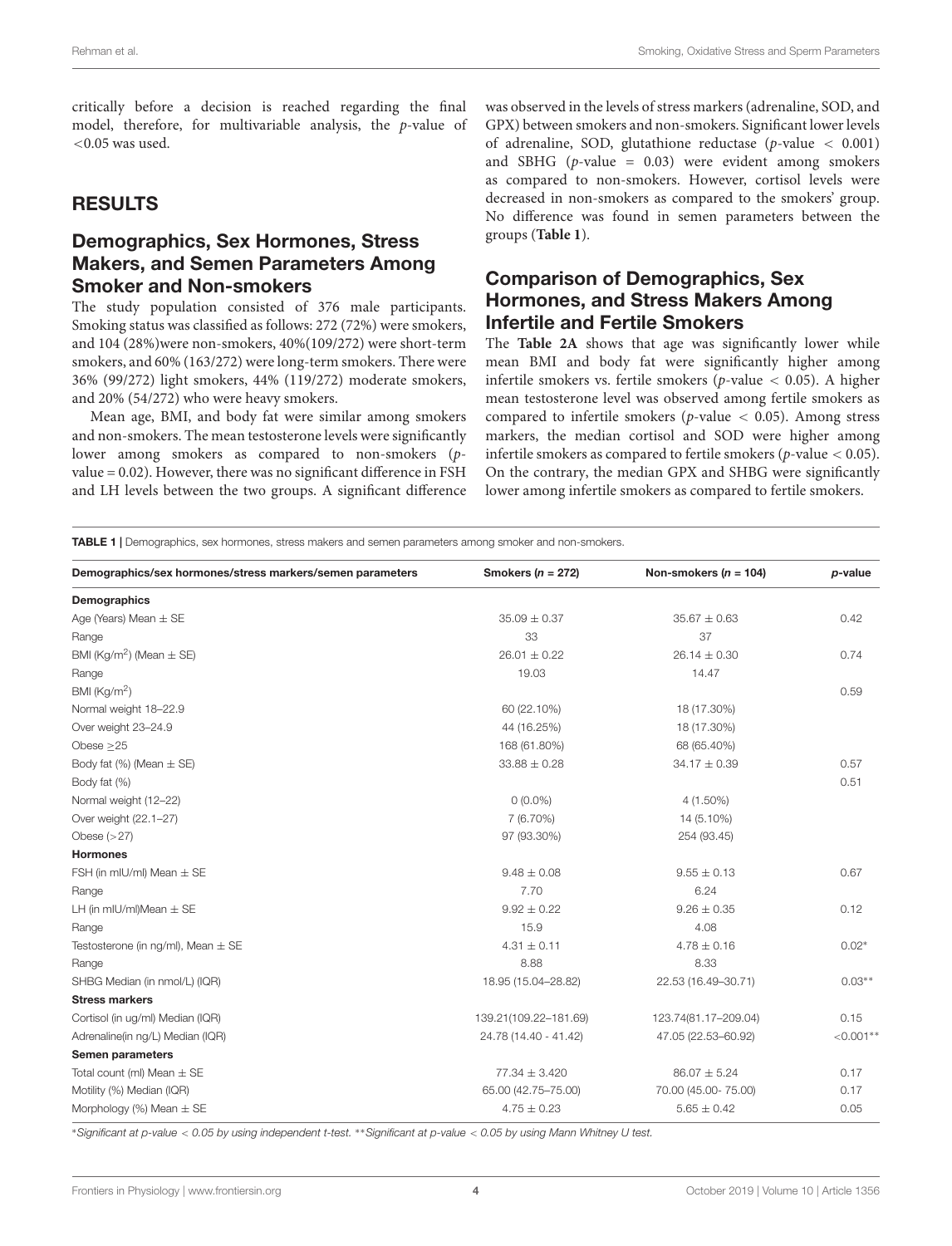critically before a decision is reached regarding the final model, therefore, for multivariable analysis, the *p*-value of <0.05 was used.

## RESULTS

### Demographics, Sex Hormones, Stress Makers, and Semen Parameters Among Smoker and Non-smokers

The study population consisted of 376 male participants. Smoking status was classified as follows: 272 (72%) were smokers, and 104 (28%)were non-smokers, 40%(109/272) were short-term smokers, and 60% (163/272) were long-term smokers. There were 36% (99/272) light smokers, 44% (119/272) moderate smokers, and 20% (54/272) who were heavy smokers.

Mean age, BMI, and body fat were similar among smokers and non-smokers. The mean testosterone levels were significantly lower among smokers as compared to non-smokers (*p*-value = 0.02). However, there was no significant difference in FSH and LH levels between the two groups. A significant difference was observed in the levels of stress markers (adrenaline, SOD, and GPX) between smokers and non-smokers. Significant lower levels of adrenaline, SOD, glutathione reductase (*p*-value < 0.001) and SBHG (*p*-value = 0.03) were evident among smokers as compared to non-smokers. However, cortisol levels were decreased in non-smokers as compared to the smokers' group. No difference was found in semen parameters between the groups (**Table 1**).

### Comparison of Demographics, Sex Hormones, and Stress Makers Among Infertile and Fertile Smokers

The **Table 2A** shows that age was significantly lower while mean BMI and body fat were significantly higher among infertile smokers vs. fertile smokers (*p*-value < 0.05). A higher mean testosterone level was observed among fertile smokers as compared to infertile smokers (*p*-value < 0.05). Among stress markers, the median cortisol and SOD were higher among infertile smokers as compared to fertile smokers (*p*-value < 0.05). On the contrary, the median GPX and SHBG were significantly lower among infertile smokers as compared to fertile smokers.

**TABLE 1** | Demographics, sex hormones, stress makers and semen parameters among smoker and non-smokers.

| Demographics/sex hormones/stress markers/semen parameters | Smokers (*n* = 272) | Non-smokers (*n* = 104) | *p*-value |
|---|---|---|---|
| **Demographics** | | | |
| Age (Years) Mean ± SE | 35.09 ± 0.37 | 35.67 ± 0.63 | 0.42 |
| Range | 33 | 37 | |
| BMI (Kg/m$^2$) (Mean ± SE) | 26.01 ± 0.22 | 26.14 ± 0.30 | 0.74 |
| Range | 19.03 | 14.47 | |
| BMI (Kg/m$^2$) | | | 0.59 |
| Normal weight 18–22.9 | 60 (22.10%) | 18 (17.30%) | |
| Over weight 23–24.9 | 44 (16.25%) | 18 (17.30%) | |
| Obese ≥25 | 168 (61.80%) | 68 (65.40%) | |
| Body fat (%) (Mean ± SE) | 33.88 ± 0.28 | 34.17 ± 0.39 | 0.57 |
| Body fat (%) | | | 0.51 |
| Normal weight (12–22) | 0 (0.0%) | 4 (1.50%) | |
| Over weight (22.1–27) | 7 (6.70%) | 14 (5.10%) | |
| Obese (>27) | 97 (93.30%) | 254 (93.45) | |
| **Hormones** | | | |
| FSH (in mIU/ml) Mean ± SE | 9.48 ± 0.08 | 9.55 ± 0.13 | 0.67 |
| Range | 7.70 | 6.24 | |
| LH (in mIU/ml)Mean ± SE | 9.92 ± 0.22 | 9.26 ± 0.35 | 0.12 |
| Range | 15.9 | 4.08 | |
| Testosterone (in ng/ml), Mean ± SE | 4.31 ± 0.11 | 4.78 ± 0.16 | 0.02* |
| Range | 8.88 | 8.33 | |
| SHBG Median (in nmol/L) (IQR) | 18.95 (15.04–28.82) | 22.53 (16.49–30.71) | 0.03** |
| **Stress markers** | | | |
| Cortisol (in ug/ml) Median (IQR) | 139.21(109.22–181.69) | 123.74(81.17–209.04) | 0.15 |
| Adrenaline(in ng/L) Median (IQR) | 24.78 (14.40 - 41.42) | 47.05 (22.53–60.92) | <0.001** |
| **Semen parameters** | | | |
| Total count (ml) Mean ± SE | 77.34 ± 3.420 | 86.07 ± 5.24 | 0.17 |
| Motility (%) Median (IQR) | 65.00 (42.75–75.00) | 70.00 (45.00- 75.00) | 0.17 |
| Morphology (%) Mean ± SE | 4.75 ± 0.23 | 5.65 ± 0.42 | 0.05 |

*\*Significant at p-value < 0.05 by using independent t-test. \*\*Significant at p-value < 0.05 by using Mann Whitney U test.*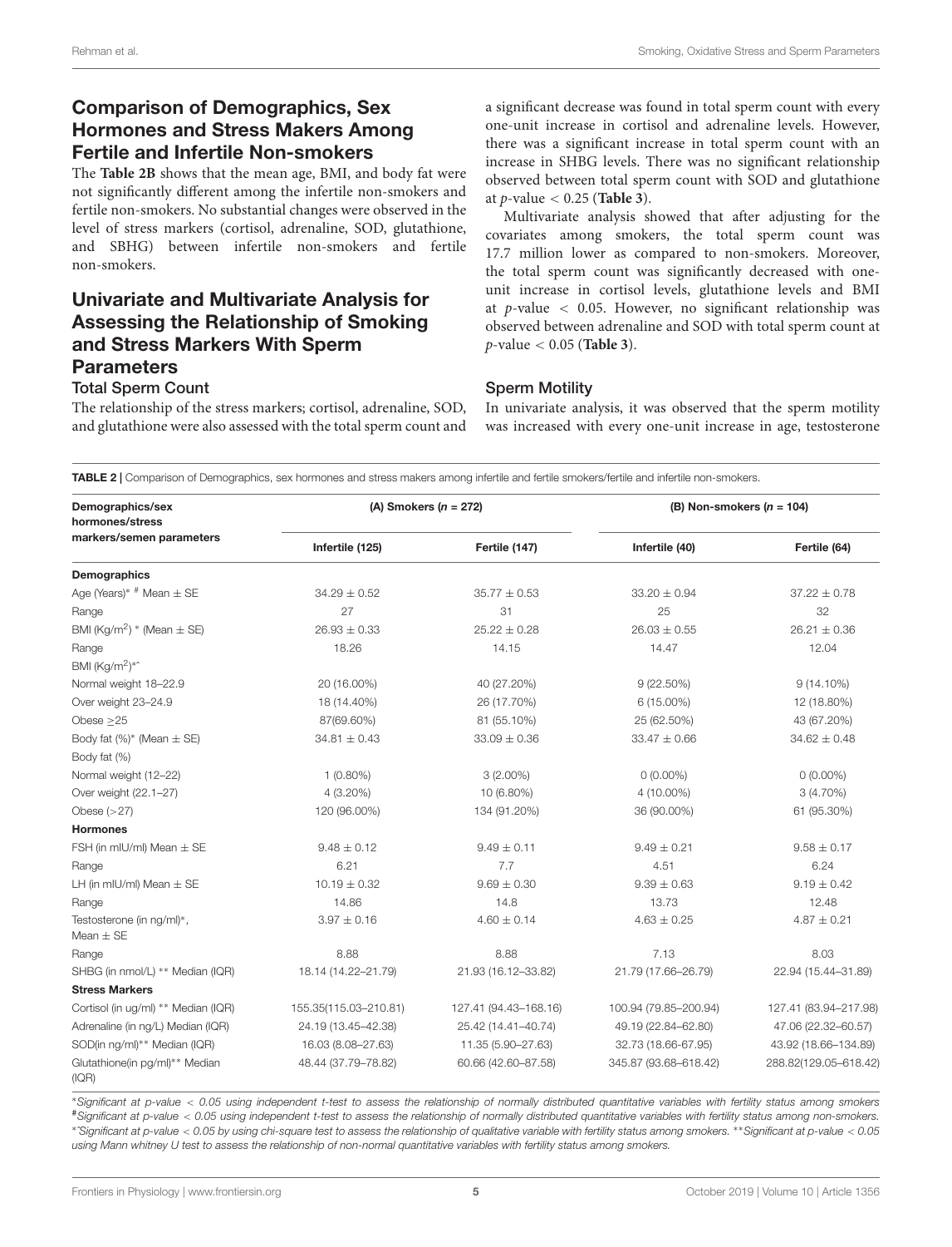## Comparison of Demographics, Sex Hormones and Stress Makers Among Fertile and Infertile Non-smokers

The **Table 2B** shows that the mean age, BMI, and body fat were not significantly different among the infertile non-smokers and fertile non-smokers. No substantial changes were observed in the level of stress markers (cortisol, adrenaline, SOD, glutathione, and SBHG) between infertile non-smokers and fertile non-smokers.

## Univariate and Multivariate Analysis for Assessing the Relationship of Smoking and Stress Markers With Sperm Parameters

### Total Sperm Count

The relationship of the stress markers; cortisol, adrenaline, SOD, and glutathione were also assessed with the total sperm count and a significant decrease was found in total sperm count with every one-unit increase in cortisol and adrenaline levels. However, there was a significant increase in total sperm count with an increase in SHBG levels. There was no significant relationship observed between total sperm count with SOD and glutathione at $p$-value $< 0.25$ (**Table 3**).

Multivariate analysis showed that after adjusting for the covariates among smokers, the total sperm count was 17.7 million lower as compared to non-smokers. Moreover, the total sperm count was significantly decreased with one-unit increase in cortisol levels, glutathione levels and BMI at $p$-value $< 0.05$. However, no significant relationship was observed between adrenaline and SOD with total sperm count at $p$-value $< 0.05$ (**Table 3**).

### Sperm Motility

In univariate analysis, it was observed that the sperm motility was increased with every one-unit increase in age, testosterone

**TABLE 2 |** Comparison of Demographics, sex hormones and stress makers among infertile and fertile smokers/fertile and infertile non-smokers.

| Demographics/sex hormones/stress markers/semen parameters | (A) Smokers (n = 272) | | (B) Non-smokers (n = 104) | |
|---|---|---|---|---|
| | Infertile (125) | Fertile (147) | Infertile (40) | Fertile (64) |
| **Demographics** | | | | |
| Age (Years)* # Mean ± SE | 34.29 ± 0.52 | 35.77 ± 0.53 | 33.20 ± 0.94 | 37.22 ± 0.78 |
| Range | 27 | 31 | 25 | 32 |
| BMI (Kg/m$^2$) * (Mean ± SE) | 26.93 ± 0.33 | 25.22 ± 0.28 | 26.03 ± 0.55 | 26.21 ± 0.36 |
| Range | 18.26 | 14.15 | 14.47 | 12.04 |
| BMI (Kg/m$^2$)*^ | | | | |
| Normal weight 18–22.9 | 20 (16.00%) | 40 (27.20%) | 9 (22.50%) | 9 (14.10%) |
| Over weight 23–24.9 | 18 (14.40%) | 26 (17.70%) | 6 (15.00%) | 12 (18.80%) |
| Obese ≥25 | 87(69.60%) | 81 (55.10%) | 25 (62.50%) | 43 (67.20%) |
| Body fat (%)* (Mean ± SE) | 34.81 ± 0.43 | 33.09 ± 0.36 | 33.47 ± 0.66 | 34.62 ± 0.48 |
| Body fat (%) | | | | |
| Normal weight (12–22) | 1 (0.80%) | 3 (2.00%) | 0 (0.00%) | 0 (0.00%) |
| Over weight (22.1–27) | 4 (3.20%) | 10 (6.80%) | 4 (10.00%) | 3 (4.70%) |
| Obese (>27) | 120 (96.00%) | 134 (91.20%) | 36 (90.00%) | 61 (95.30%) |
| **Hormones** | | | | |
| FSH (in mIU/ml) Mean ± SE | 9.48 ± 0.12 | 9.49 ± 0.11 | 9.49 ± 0.21 | 9.58 ± 0.17 |
| Range | 6.21 | 7.7 | 4.51 | 6.24 |
| LH (in mIU/ml) Mean ± SE | 10.19 ± 0.32 | 9.69 ± 0.30 | 9.39 ± 0.63 | 9.19 ± 0.42 |
| Range | 14.86 | 14.8 | 13.73 | 12.48 |
| Testosterone (in ng/ml)*, Mean ± SE | 3.97 ± 0.16 | 4.60 ± 0.14 | 4.63 ± 0.25 | 4.87 ± 0.21 |
| Range | 8.88 | 8.88 | 7.13 | 8.03 |
| SHBG (in nmol/L) ** Median (IQR) | 18.14 (14.22–21.79) | 21.93 (16.12–33.82) | 21.79 (17.66–26.79) | 22.94 (15.44–31.89) |
| **Stress Markers** | | | | |
| Cortisol (in ug/ml) ** Median (IQR) | 155.35(115.03–210.81) | 127.41 (94.43–168.16) | 100.94 (79.85–200.94) | 127.41 (83.94–217.98) |
| Adrenaline (in ng/L) Median (IQR) | 24.19 (13.45–42.38) | 25.42 (14.41–40.74) | 49.19 (22.84–62.80) | 47.06 (22.32–60.57) |
| SOD(in ng/ml)** Median (IQR) | 16.03 (8.08–27.63) | 11.35 (5.90–27.63) | 32.73 (18.66-67.95) | 43.92 (18.66–134.89) |
| Glutathione(in pg/ml)** Median (IQR) | 48.44 (37.79–78.82) | 60.66 (42.60–87.58) | 345.87 (93.68–618.42) | 288.82(129.05–618.42) |

*Significant at p-value < 0.05 using independent t-test to assess the relationship of normally distributed quantitative variables with fertility status among smokers. #Significant at p-value < 0.05 using independent t-test to assess the relationship of normally distributed quantitative variables with fertility status among non-smokers. *^Significant at p-value < 0.05 by using chi-square test to assess the relationship of qualitative variable with fertility status among smokers. **Significant at p-value < 0.05 using Mann whitney U test to assess the relationship of non-normal quantitative variables with fertility status among smokers.*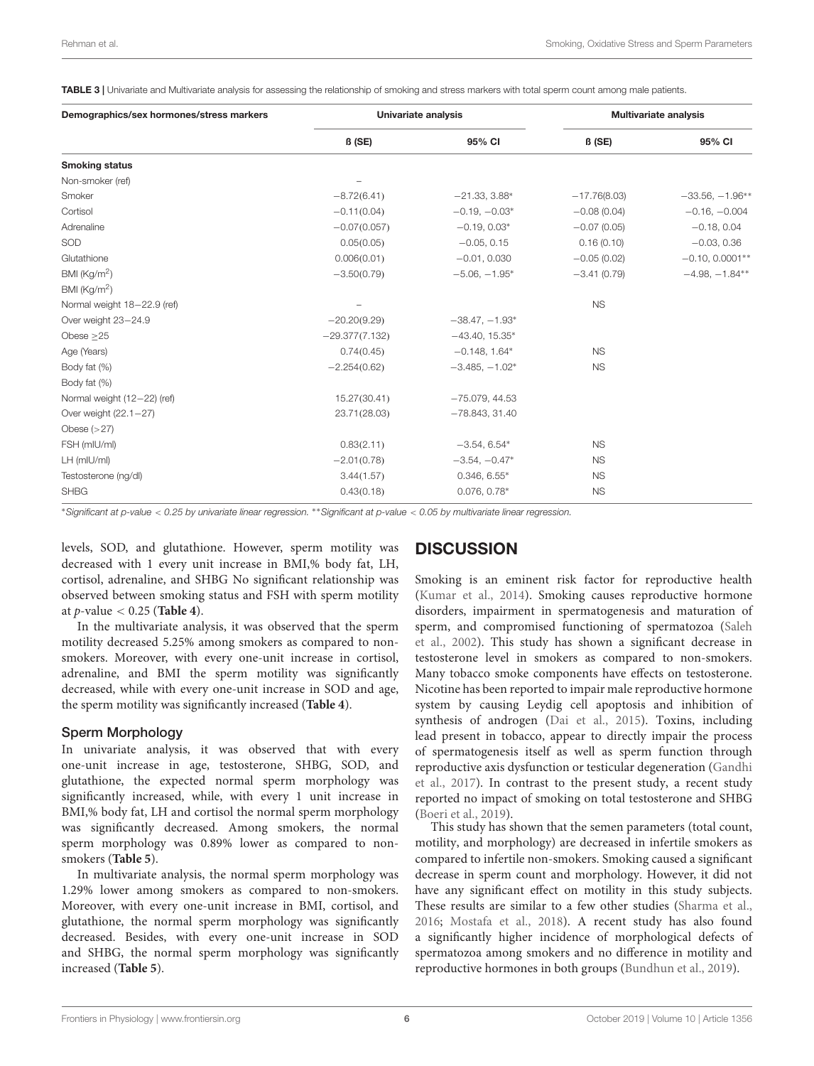**TABLE 3 |** Univariate and Multivariate analysis for assessing the relationship of smoking and stress markers with total sperm count among male patients.

| Demographics/sex hormones/stress markers | Univariate analysis | | Multivariate analysis | |
|---|---|---|---|---|
| | ß (SE) | 95% CI | ß (SE) | 95% CI |
| **Smoking status** | | | | |
| Non-smoker (ref) | – | | | |
| Smoker | −8.72(6.41) | −21.33, 3.88* | −17.76(8.03) | −33.56, −1.96** |
| Cortisol | −0.11(0.04) | −0.19, −0.03* | −0.08 (0.04) | −0.16, −0.004 |
| Adrenaline | −0.07(0.057) | −0.19, 0.03* | −0.07 (0.05) | −0.18, 0.04 |
| SOD | 0.05(0.05) | −0.05, 0.15 | 0.16 (0.10) | −0.03, 0.36 |
| Glutathione | 0.006(0.01) | −0.01, 0.030 | −0.05 (0.02) | −0.10, 0.0001** |
| BMI (Kg/m$^2$) | −3.50(0.79) | −5.06, −1.95* | −3.41 (0.79) | −4.98, −1.84** |
| BMI (Kg/m$^2$) | | | | |
| Normal weight 18−22.9 (ref) | – | | NS | |
| Over weight 23−24.9 | −20.20(9.29) | −38.47, −1.93* | | |
| Obese ≥25 | −29.377(7.132) | −43.40, 15.35* | | |
| Age (Years) | 0.74(0.45) | −0.148, 1.64* | NS | |
| Body fat (%) | −2.254(0.62) | −3.485, −1.02* | NS | |
| Body fat (%) | | | | |
| Normal weight (12−22) (ref) | 15.27(30.41) | −75.079, 44.53 | | |
| Over weight (22.1−27) | 23.71(28.03) | −78.843, 31.40 | | |
| Obese (>27) | | | | |
| FSH (mIU/ml) | 0.83(2.11) | −3.54, 6.54* | NS | |
| LH (mIU/ml) | −2.01(0.78) | −3.54, −0.47* | NS | |
| Testosterone (ng/dl) | 3.44(1.57) | 0.346, 6.55* | NS | |
| SHBG | 0.43(0.18) | 0.076, 0.78* | NS | |

*\*Significant at p-value < 0.25 by univariate linear regression. \*\*Significant at p-value < 0.05 by multivariate linear regression.*

levels, SOD, and glutathione. However, sperm motility was decreased with 1 every unit increase in BMI,% body fat, LH, cortisol, adrenaline, and SHBG No significant relationship was observed between smoking status and FSH with sperm motility at $p$-value $< 0.25$ (**Table 4**).

In the multivariate analysis, it was observed that the sperm motility decreased 5.25% among smokers as compared to non-smokers. Moreover, with every one-unit increase in cortisol, adrenaline, and BMI the sperm motility was significantly decreased, while with every one-unit increase in SOD and age, the sperm motility was significantly increased (**Table 4**).

### Sperm Morphology

In univariate analysis, it was observed that with every one-unit increase in age, testosterone, SHBG, SOD, and glutathione, the expected normal sperm morphology was significantly increased, while, with every 1 unit increase in BMI,% body fat, LH and cortisol the normal sperm morphology was significantly decreased. Among smokers, the normal sperm morphology was 0.89% lower as compared to non-smokers (**Table 5**).

In multivariate analysis, the normal sperm morphology was 1.29% lower among smokers as compared to non-smokers. Moreover, with every one-unit increase in BMI, cortisol, and glutathione, the normal sperm morphology was significantly decreased. Besides, with every one-unit increase in SOD and SHBG, the normal sperm morphology was significantly increased (**Table 5**).

## DISCUSSION

Smoking is an eminent risk factor for reproductive health (Kumar et al., 2014). Smoking causes reproductive hormone disorders, impairment in spermatogenesis and maturation of sperm, and compromised functioning of spermatozoa (Saleh et al., 2002). This study has shown a significant decrease in testosterone level in smokers as compared to non-smokers. Many tobacco smoke components have effects on testosterone. Nicotine has been reported to impair male reproductive hormone system by causing Leydig cell apoptosis and inhibition of synthesis of androgen (Dai et al., 2015). Toxins, including lead present in tobacco, appear to directly impair the process of spermatogenesis itself as well as sperm function through reproductive axis dysfunction or testicular degeneration (Gandhi et al., 2017). In contrast to the present study, a recent study reported no impact of smoking on total testosterone and SHBG (Boeri et al., 2019).

This study has shown that the semen parameters (total count, motility, and morphology) are decreased in infertile smokers as compared to infertile non-smokers. Smoking caused a significant decrease in sperm count and morphology. However, it did not have any significant effect on motility in this study subjects. These results are similar to a few other studies (Sharma et al., 2016; Mostafa et al., 2018). A recent study has also found a significantly higher incidence of morphological defects of spermatozoa among smokers and no difference in motility and reproductive hormones in both groups (Bundhun et al., 2019).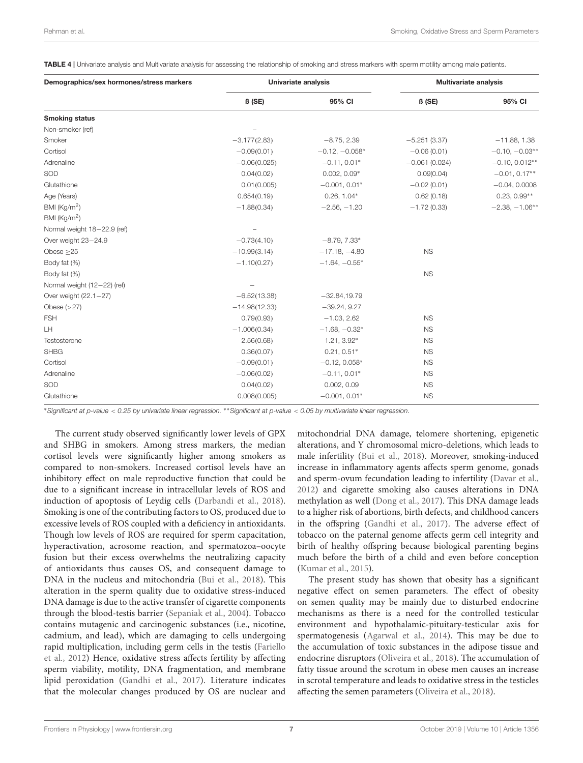**TABLE 4** | Univariate analysis and Multivariate analysis for assessing the relationship of smoking and stress markers with sperm motility among male patients.

| Demographics/sex hormones/stress markers | Univariate analysis | | Multivariate analysis | |
|---|---|---|---|---|
| | ß (SE) | 95% CI | ß (SE) | 95% CI |
| **Smoking status** | | | | |
| Non-smoker (ref) | – | | | |
| Smoker | −3.177(2.83) | −8.75, 2.39 | −5.251 (3.37) | −11.88, 1.38 |
| Cortisol | −0.09(0.01) | −0.12, −0.058* | −0.06 (0.01) | −0.10, −0.03** |
| Adrenaline | −0.06(0.025) | −0.11, 0.01* | −0.061 (0.024) | −0.10, 0.012** |
| SOD | 0.04(0.02) | 0.002, 0.09* | 0.09(0.04) | −0.01, 0.17** |
| Glutathione | 0.01(0.005) | −0.001, 0.01* | −0.02 (0.01) | −0.04, 0.0008 |
| Age (Years) | 0.654(0.19) | 0.26, 1.04* | 0.62 (0.18) | 0.23, 0.99** |
| BMI (Kg/m$^2$) | −1.88(0.34) | −2.56, −1.20 | −1.72 (0.33) | −2.38, −1.06** |
| BMI (Kg/m$^2$) | | | | |
| Normal weight 18−22.9 (ref) | – | | | |
| Over weight 23−24.9 | −0.73(4.10) | −8.79, 7.33* | | |
| Obese ≥25 | −10.99(3.14) | −17.18, −4.80 | NS | |
| Body fat (%) | −1.10(0.27) | −1.64, −0.55* | | |
| Body fat (%) | | | NS | |
| Normal weight (12−22) (ref) | – | | | |
| Over weight (22.1−27) | −6.52(13.38) | −32.84,19.79 | | |
| Obese (>27) | −14.98(12.33) | −39.24, 9.27 | | |
| FSH | 0.79(0.93) | −1.03, 2.62 | NS | |
| LH | −1.006(0.34) | −1.68, −0.32* | NS | |
| Testosterone | 2.56(0.68) | 1.21, 3.92* | NS | |
| SHBG | 0.36(0.07) | 0.21, 0.51* | NS | |
| Cortisol | −0.09(0.01) | −0.12, 0.058* | NS | |
| Adrenaline | −0.06(0.02) | −0.11, 0.01* | NS | |
| SOD | 0.04(0.02) | 0.002, 0.09 | NS | |
| Glutathione | 0.008(0.005) | −0.001, 0.01* | NS | |

*Significant at p-value < 0.25 by univariate linear regression. **Significant at p-value < 0.05 by multivariate linear regression.

The current study observed significantly lower levels of GPX and SHBG in smokers. Among stress markers, the median cortisol levels were significantly higher among smokers as compared to non-smokers. Increased cortisol levels have an inhibitory effect on male reproductive function that could be due to a significant increase in intracellular levels of ROS and induction of apoptosis of Leydig cells (Darbandi et al., 2018). Smoking is one of the contributing factors to OS, produced due to excessive levels of ROS coupled with a deficiency in antioxidants. Though low levels of ROS are required for sperm capacitation, hyperactivation, acrosome reaction, and spermatozoa–oocyte fusion but their excess overwhelms the neutralizing capacity of antioxidants thus causes OS, and consequent damage to DNA in the nucleus and mitochondria (Bui et al., 2018). This alteration in the sperm quality due to oxidative stress-induced DNA damage is due to the active transfer of cigarette components through the blood-testis barrier (Sepaniak et al., 2004). Tobacco contains mutagenic and carcinogenic substances (i.e., nicotine, cadmium, and lead), which are damaging to cells undergoing rapid multiplication, including germ cells in the testis (Fariello et al., 2012) Hence, oxidative stress affects fertility by affecting sperm viability, motility, DNA fragmentation, and membrane lipid peroxidation (Gandhi et al., 2017). Literature indicates that the molecular changes produced by OS are nuclear and mitochondrial DNA damage, telomere shortening, epigenetic alterations, and Y chromosomal micro-deletions, which leads to male infertility (Bui et al., 2018). Moreover, smoking-induced increase in inflammatory agents affects sperm genome, gonads and sperm-ovum fecundation leading to infertility (Davar et al., 2012) and cigarette smoking also causes alterations in DNA methylation as well (Dong et al., 2017). This DNA damage leads to a higher risk of abortions, birth defects, and childhood cancers in the offspring (Gandhi et al., 2017). The adverse effect of tobacco on the paternal genome affects germ cell integrity and birth of healthy offspring because biological parenting begins much before the birth of a child and even before conception (Kumar et al., 2015).

The present study has shown that obesity has a significant negative effect on semen parameters. The effect of obesity on semen quality may be mainly due to disturbed endocrine mechanisms as there is a need for the controlled testicular environment and hypothalamic-pituitary-testicular axis for spermatogenesis (Agarwal et al., 2014). This may be due to the accumulation of toxic substances in the adipose tissue and endocrine disruptors (Oliveira et al., 2018). The accumulation of fatty tissue around the scrotum in obese men causes an increase in scrotal temperature and leads to oxidative stress in the testicles affecting the semen parameters (Oliveira et al., 2018).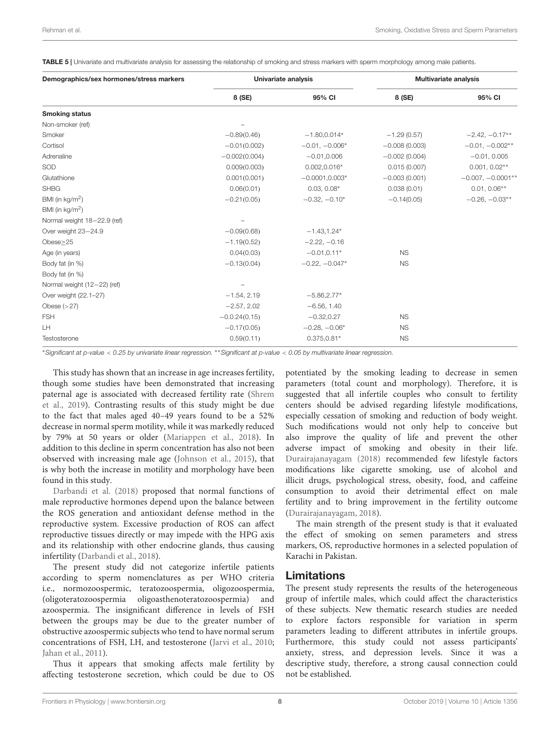**TABLE 5 |** Univariate and multivariate analysis for assessing the relationship of smoking and stress markers with sperm morphology among male patients.

| Demographics/sex hormones/stress markers | Univariate analysis | | Multivariate analysis | |
|---|---|---|---|---|
| | ß (SE) | 95% CI | ß (SE) | 95% CI |
| **Smoking status** | | | | |
| Non-smoker (ref) | – | | | |
| Smoker | −0.89(0.46) | −1.80,0.014* | −1.29 (0.57) | −2.42, −0.17** |
| Cortisol | −0.01(0.002) | −0.01, −0.006* | −0.008 (0.003) | −0.01, −0.002** |
| Adrenaline | −0.002(0.004) | −0.01,0.006 | −0.002 (0.004) | −0.01, 0.005 |
| SOD | 0.009(0.003) | 0.002,0.016* | 0.015 (0.007) | 0.001, 0.02** |
| Glutathione | 0.001(0.001) | −0.0001,0.003* | −0.003 (0.001) | −0.007, −0.0001** |
| SHBG | 0.06(0.01) | 0.03, 0.08* | 0.038 (0.01) | 0.01, 0.06** |
| BMI (in kg/m$^2$) | −0.21(0.05) | −0.32, −0.10* | −0.14(0.05) | −0.26, −0.03** |
| BMI (in kg/m$^2$) | | | | |
| Normal weight 18−22.9 (ref) | – | | | |
| Over weight 23−24.9 | −0.09(0.68) | −1.43,1.24* | | |
| Obese≥25 | −1.19(0.52) | −2.22, −0.16 | | |
| Age (in years) | 0.04(0.03) | −0.01,0.11* | NS | |
| Body fat (in %) | −0.13(0.04) | −0.22, −0.047* | NS | |
| Body fat (in %) | | | | |
| Normal weight (12−22) (ref) | – | | | |
| Over weight (22.1–27) | −1.54, 2.19 | −5.86,2.77* | | |
| Obese (>27) | −2.57, 2.02 | −6.56, 1.40 | | |
| FSH | −0.0.24(0.15) | −0.32,0.27 | NS | |
| LH | −0.17(0.05) | −0.28, −0.06* | NS | |
| Testosterone | 0.59(0.11) | 0.375,0.81* | NS | |

*Significant at p-value < 0.25 by univariate linear regression. **Significant at p-value < 0.05 by multivariate linear regression.

This study has shown that an increase in age increases fertility, though some studies have been demonstrated that increasing paternal age is associated with decreased fertility rate (Shrem et al., 2019). Contrasting results of this study might be due to the fact that males aged 40–49 years found to be a 52% decrease in normal sperm motility, while it was markedly reduced by 79% at 50 years or older (Mariappen et al., 2018). In addition to this decline in sperm concentration has also not been observed with increasing male age (Johnson et al., 2015), that is why both the increase in motility and morphology have been found in this study.

Darbandi et al. (2018) proposed that normal functions of male reproductive hormones depend upon the balance between the ROS generation and antioxidant defense method in the reproductive system. Excessive production of ROS can affect reproductive tissues directly or may impede with the HPG axis and its relationship with other endocrine glands, thus causing infertility (Darbandi et al., 2018).

The present study did not categorize infertile patients according to sperm nomenclatures as per WHO criteria i.e., normozoospermic, teratozoospermia, oligozoospermia, (oligoteratozoospermia oligoasthenoteratozoospermia) and azoospermia. The insignificant difference in levels of FSH between the groups may be due to the greater number of obstructive azoospermic subjects who tend to have normal serum concentrations of FSH, LH, and testosterone (Jarvi et al., 2010; Jahan et al., 2011).

Thus it appears that smoking affects male fertility by affecting testosterone secretion, which could be due to OS potentiated by the smoking leading to decrease in semen parameters (total count and morphology). Therefore, it is suggested that all infertile couples who consult to fertility centers should be advised regarding lifestyle modifications, especially cessation of smoking and reduction of body weight. Such modifications would not only help to conceive but also improve the quality of life and prevent the other adverse impact of smoking and obesity in their life. Durairajanayagam (2018) recommended few lifestyle factors modifications like cigarette smoking, use of alcohol and illicit drugs, psychological stress, obesity, food, and caffeine consumption to avoid their detrimental effect on male fertility and to bring improvement in the fertility outcome (Durairajanayagam, 2018).

The main strength of the present study is that it evaluated the effect of smoking on semen parameters and stress markers, OS, reproductive hormones in a selected population of Karachi in Pakistan.

## Limitations

The present study represents the results of the heterogeneous group of infertile males, which could affect the characteristics of these subjects. New thematic research studies are needed to explore factors responsible for variation in sperm parameters leading to different attributes in infertile groups. Furthermore, this study could not assess participants' anxiety, stress, and depression levels. Since it was a descriptive study, therefore, a strong causal connection could not be established.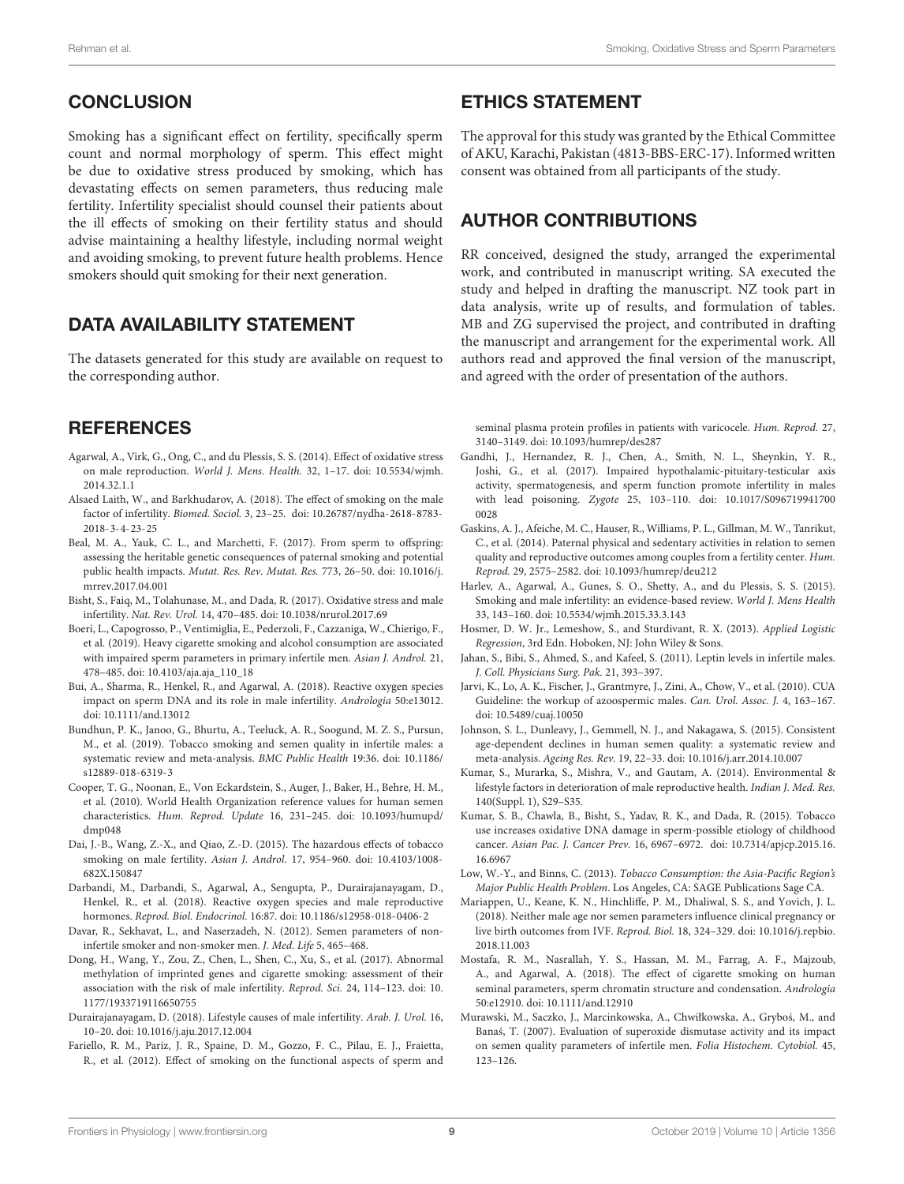## CONCLUSION

Smoking has a significant effect on fertility, specifically sperm count and normal morphology of sperm. This effect might be due to oxidative stress produced by smoking, which has devastating effects on semen parameters, thus reducing male fertility. Infertility specialist should counsel their patients about the ill effects of smoking on their fertility status and should advise maintaining a healthy lifestyle, including normal weight and avoiding smoking, to prevent future health problems. Hence smokers should quit smoking for their next generation.

## DATA AVAILABILITY STATEMENT

The datasets generated for this study are available on request to the corresponding author.

## ETHICS STATEMENT

The approval for this study was granted by the Ethical Committee of AKU, Karachi, Pakistan (4813-BBS-ERC-17). Informed written consent was obtained from all participants of the study.

## AUTHOR CONTRIBUTIONS

RR conceived, designed the study, arranged the experimental work, and contributed in manuscript writing. SA executed the study and helped in drafting the manuscript. NZ took part in data analysis, write up of results, and formulation of tables. MB and ZG supervised the project, and contributed in drafting the manuscript and arrangement for the experimental work. All authors read and approved the final version of the manuscript, and agreed with the order of presentation of the authors.

## REFERENCES

Agarwal, A., Virk, G., Ong, C., and du Plessis, S. S. (2014). Effect of oxidative stress on male reproduction. *World J. Mens. Health.* 32, 1–17. doi: 10.5534/wjmh.2014.32.1.1

Alsaed Laith, W., and Barkhudarov, A. (2018). The effect of smoking on the male factor of infertility. *Biomed. Sociol.* 3, 23–25. doi: 10.26787/nydha-2618-8783-2018-3-4-23-25

Beal, M. A., Yauk, C. L., and Marchetti, F. (2017). From sperm to offspring: assessing the heritable genetic consequences of paternal smoking and potential public health impacts. *Mutat. Res. Rev. Mutat. Res.* 773, 26–50. doi: 10.1016/j.mrrev.2017.04.001

Bisht, S., Faiq, M., Tolahunase, M., and Dada, R. (2017). Oxidative stress and male infertility. *Nat. Rev. Urol.* 14, 470–485. doi: 10.1038/nrurol.2017.69

Boeri, L., Capogrosso, P., Ventimiglia, E., Pederzoli, F., Cazzaniga, W., Chierigo, F., et al. (2019). Heavy cigarette smoking and alcohol consumption are associated with impaired sperm parameters in primary infertile men. *Asian J. Androl.* 21, 478–485. doi: 10.4103/aja.aja_110_18

Bui, A., Sharma, R., Henkel, R., and Agarwal, A. (2018). Reactive oxygen species impact on sperm DNA and its role in male infertility. *Andrologia* 50:e13012. doi: 10.1111/and.13012

Bundhun, P. K., Janoo, G., Bhurtu, A., Teeluck, A. R., Soogund, M. Z. S., Pursun, M., et al. (2019). Tobacco smoking and semen quality in infertile males: a systematic review and meta-analysis. *BMC Public Health* 19:36. doi: 10.1186/s12889-018-6319-3

Cooper, T. G., Noonan, E., Von Eckardstein, S., Auger, J., Baker, H., Behre, H. M., et al. (2010). World Health Organization reference values for human semen characteristics. *Hum. Reprod. Update* 16, 231–245. doi: 10.1093/humupd/dmp048

Dai, J.-B., Wang, Z.-X., and Qiao, Z.-D. (2015). The hazardous effects of tobacco smoking on male fertility. *Asian J. Androl.* 17, 954–960. doi: 10.4103/1008-682X.150847

Darbandi, M., Darbandi, S., Agarwal, A., Sengupta, P., Durairajanayagam, D., Henkel, R., et al. (2018). Reactive oxygen species and male reproductive hormones. *Reprod. Biol. Endocrinol.* 16:87. doi: 10.1186/s12958-018-0406-2

Davar, R., Sekhavat, L., and Naserzadeh, N. (2012). Semen parameters of non-infertile smoker and non-smoker men. *J. Med. Life* 5, 465–468.

Dong, H., Wang, Y., Zou, Z., Chen, L., Shen, C., Xu, S., et al. (2017). Abnormal methylation of imprinted genes and cigarette smoking: assessment of their association with the risk of male infertility. *Reprod. Sci.* 24, 114–123. doi: 10.1177/1933719116650755

Durairajanayagam, D. (2018). Lifestyle causes of male infertility. *Arab. J. Urol.* 16, 10–20. doi: 10.1016/j.aju.2017.12.004

Fariello, R. M., Pariz, J. R., Spaine, D. M., Gozzo, F. C., Pilau, E. J., Fraietta, R., et al. (2012). Effect of smoking on the functional aspects of sperm and seminal plasma protein profiles in patients with varicocele. *Hum. Reprod.* 27, 3140–3149. doi: 10.1093/humrep/des287

Gandhi, J., Hernandez, R. J., Chen, A., Smith, N. L., Sheynkin, Y. R., Joshi, G., et al. (2017). Impaired hypothalamic-pituitary-testicular axis activity, spermatogenesis, and sperm function promote infertility in males with lead poisoning. *Zygote* 25, 103–110. doi: 10.1017/S0967199417000028

Gaskins, A. J., Afeiche, M. C., Hauser, R., Williams, P. L., Gillman, M. W., Tanrikut, C., et al. (2014). Paternal physical and sedentary activities in relation to semen quality and reproductive outcomes among couples from a fertility center. *Hum. Reprod.* 29, 2575–2582. doi: 10.1093/humrep/deu212

Harlev, A., Agarwal, A., Gunes, S. O., Shetty, A., and du Plessis, S. S. (2015). Smoking and male infertility: an evidence-based review. *World J. Mens Health* 33, 143–160. doi: 10.5534/wjmh.2015.33.3.143

Hosmer, D. W. Jr., Lemeshow, S., and Sturdivant, R. X. (2013). *Applied Logistic Regression*, 3rd Edn. Hoboken, NJ: John Wiley & Sons.

Jahan, S., Bibi, S., Ahmed, S., and Kafeel, S. (2011). Leptin levels in infertile males. *J. Coll. Physicians Surg. Pak.* 21, 393–397.

Jarvi, K., Lo, A. K., Fischer, J., Grantmyre, J., Zini, A., Chow, V., et al. (2010). CUA Guideline: the workup of azoospermic males. *Can. Urol. Assoc. J.* 4, 163–167. doi: 10.5489/cuaj.10050

Johnson, S. L., Dunleavy, J., Gemmell, N. J., and Nakagawa, S. (2015). Consistent age-dependent declines in human semen quality: a systematic review and meta-analysis. *Ageing Res. Rev.* 19, 22–33. doi: 10.1016/j.arr.2014.10.007

Kumar, S., Murarka, S., Mishra, V., and Gautam, A. (2014). Environmental & lifestyle factors in deterioration of male reproductive health. *Indian J. Med. Res.* 140(Suppl. 1), S29–S35.

Kumar, S. B., Chawla, B., Bisht, S., Yadav, R. K., and Dada, R. (2015). Tobacco use increases oxidative DNA damage in sperm-possible etiology of childhood cancer. *Asian Pac. J. Cancer Prev.* 16, 6967–6972. doi: 10.7314/apjcp.2015.16.16.6967

Low, W.-Y., and Binns, C. (2013). *Tobacco Consumption: the Asia-Pacific Region's Major Public Health Problem.* Los Angeles, CA: SAGE Publications Sage CA.

Mariappen, U., Keane, K. N., Hinchliffe, P. M., Dhaliwal, S. S., and Yovich, J. L. (2018). Neither male age nor semen parameters influence clinical pregnancy or live birth outcomes from IVF. *Reprod. Biol.* 18, 324–329. doi: 10.1016/j.repbio.2018.11.003

Mostafa, R. M., Nasrallah, Y. S., Hassan, M. M., Farrag, A. F., Majzoub, A., and Agarwal, A. (2018). The effect of cigarette smoking on human seminal parameters, sperm chromatin structure and condensation. *Andrologia* 50:e12910. doi: 10.1111/and.12910

Murawski, M., Saczko, J., Marcinkowska, A., Chwiłkowska, A., Gryboś, M., and Banaś, T. (2007). Evaluation of superoxide dismutase activity and its impact on semen quality parameters of infertile men. *Folia Histochem. Cytobiol.* 45, 123–126.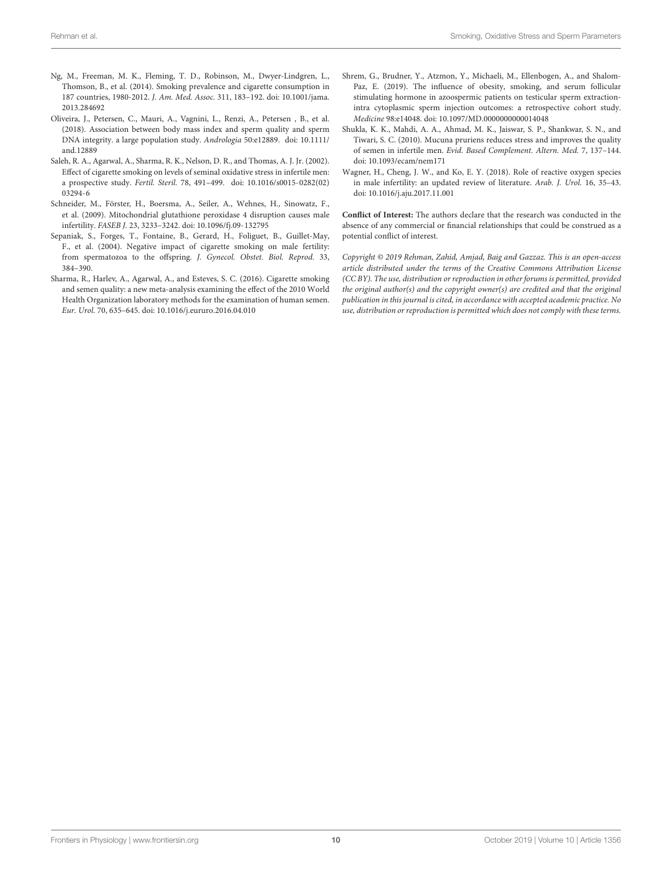Ng, M., Freeman, M. K., Fleming, T. D., Robinson, M., Dwyer-Lindgren, L., Thomson, B., et al. (2014). Smoking prevalence and cigarette consumption in 187 countries, 1980-2012. *J. Am. Med. Assoc.* 311, 183–192. doi: 10.1001/jama.2013.284692

Oliveira, J., Petersen, C., Mauri, A., Vagnini, L., Renzi, A., Petersen , B., et al. (2018). Association between body mass index and sperm quality and sperm DNA integrity. a large population study. *Andrologia* 50:e12889. doi: 10.1111/and.12889

Saleh, R. A., Agarwal, A., Sharma, R. K., Nelson, D. R., and Thomas, A. J. Jr. (2002). Effect of cigarette smoking on levels of seminal oxidative stress in infertile men: a prospective study. *Fertil. Steril.* 78, 491–499. doi: 10.1016/s0015-0282(02)03294-6

Schneider, M., Förster, H., Boersma, A., Seiler, A., Wehnes, H., Sinowatz, F., et al. (2009). Mitochondrial glutathione peroxidase 4 disruption causes male infertility. *FASEB J.* 23, 3233–3242. doi: 10.1096/fj.09-132795

Sepaniak, S., Forges, T., Fontaine, B., Gerard, H., Foliguet, B., Guillet-May, F., et al. (2004). Negative impact of cigarette smoking on male fertility: from spermatozoa to the offspring. *J. Gynecol. Obstet. Biol. Reprod.* 33, 384–390.

Sharma, R., Harlev, A., Agarwal, A., and Esteves, S. C. (2016). Cigarette smoking and semen quality: a new meta-analysis examining the effect of the 2010 World Health Organization laboratory methods for the examination of human semen. *Eur. Urol.* 70, 635–645. doi: 10.1016/j.eururo.2016.04.010

Shrem, G., Brudner, Y., Atzmon, Y., Michaeli, M., Ellenbogen, A., and Shalom-Paz, E. (2019). The influence of obesity, smoking, and serum follicular stimulating hormone in azoospermic patients on testicular sperm extraction-intra cytoplasmic sperm injection outcomes: a retrospective cohort study. *Medicine* 98:e14048. doi: 10.1097/MD.0000000000014048

Shukla, K. K., Mahdi, A. A., Ahmad, M. K., Jaiswar, S. P., Shankwar, S. N., and Tiwari, S. C. (2010). Mucuna pruriens reduces stress and improves the quality of semen in infertile men. *Evid. Based Complement. Altern. Med.* 7, 137–144. doi: 10.1093/ecam/nem171

Wagner, H., Cheng, J. W., and Ko, E. Y. (2018). Role of reactive oxygen species in male infertility: an updated review of literature. *Arab. J. Urol.* 16, 35–43. doi: 10.1016/j.aju.2017.11.001

**Conflict of Interest:** The authors declare that the research was conducted in the absence of any commercial or financial relationships that could be construed as a potential conflict of interest.

*Copyright © 2019 Rehman, Zahid, Amjad, Baig and Gazzaz. This is an open-access article distributed under the terms of the Creative Commons Attribution License (CC BY). The use, distribution or reproduction in other forums is permitted, provided the original author(s) and the copyright owner(s) are credited and that the original publication in this journal is cited, in accordance with accepted academic practice. No use, distribution or reproduction is permitted which does not comply with these terms.*